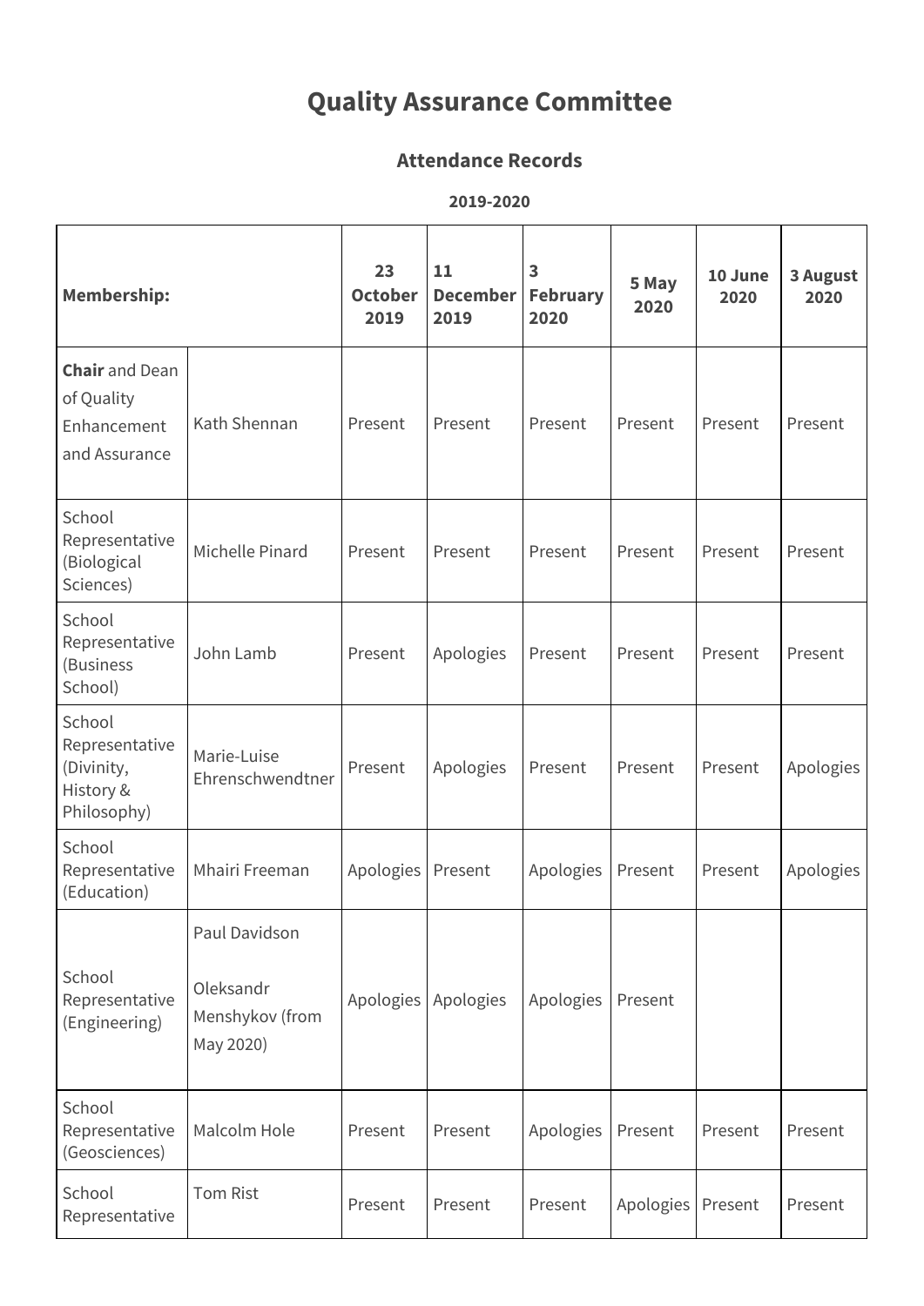# Quality Assurance Committee

## Attendance Records

**2019-2020**

| **Membership:** | | **23 October 2019** | **11 December 2019** | **3 February 2020** | **5 May 2020** | **10 June 2020** | **3 August 2020** |
|---|---|---|---|---|---|---|---|
| **Chair** and Dean of Quality Enhancement and Assurance | Kath Shennan | Present | Present | Present | Present | Present | Present |
| School Representative (Biological Sciences) | Michelle Pinard | Present | Present | Present | Present | Present | Present |
| School Representative (Business School) | John Lamb | Present | Apologies | Present | Present | Present | Present |
| School Representative (Divinity, History & Philosophy) | Marie-Luise Ehrenschwendtner | Present | Apologies | Present | Present | Present | Apologies |
| School Representative (Education) | Mhairi Freeman | Apologies | Present | Apologies | Present | Present | Apologies |
| School Representative (Engineering) | Paul Davidson<br><br>Oleksandr Menshykov (from May 2020) | Apologies | Apologies | Apologies | Present | | |
| School Representative (Geosciences) | Malcolm Hole | Present | Present | Apologies | Present | Present | Present |
| School Representative | Tom Rist | Present | Present | Present | Apologies | Present | Present |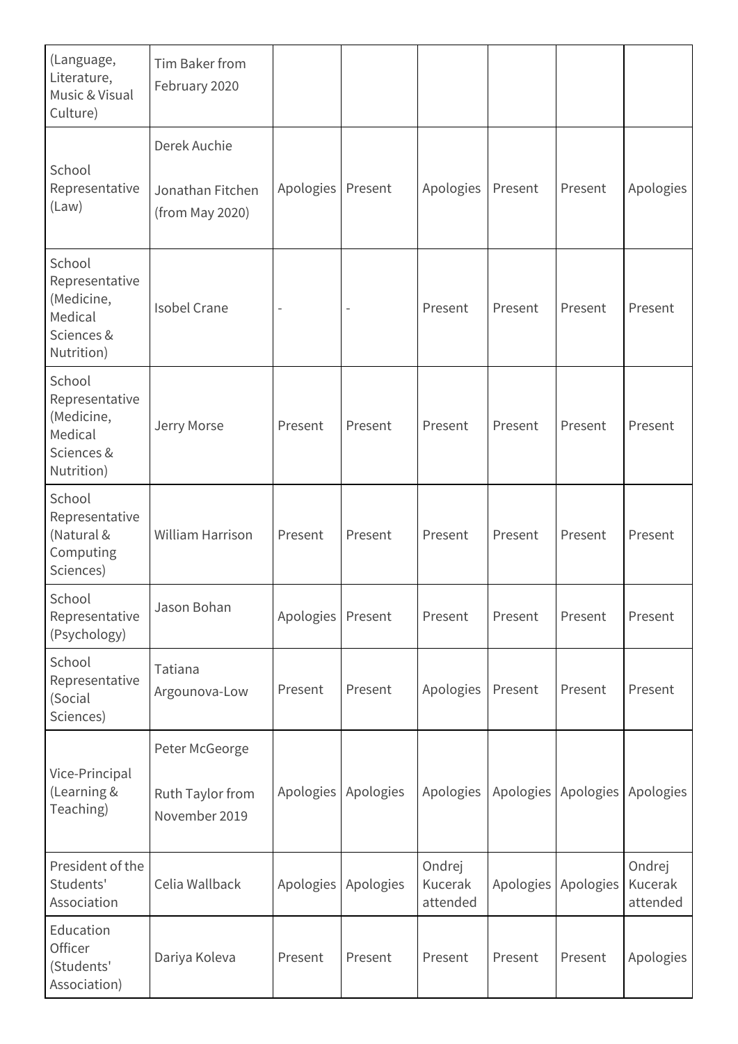| | | | | | | | |
|---|---|---|---|---|---|---|---|
| (Language, Literature, Music & Visual Culture) | Tim Baker from February 2020 | | | | | | |
| School Representative (Law) | Derek Auchie<br><br>Jonathan Fitchen (from May 2020) | Apologies | Present | Apologies | Present | Present | Apologies |
| School Representative (Medicine, Medical Sciences & Nutrition) | Isobel Crane | - | - | Present | Present | Present | Present |
| School Representative (Medicine, Medical Sciences & Nutrition) | Jerry Morse | Present | Present | Present | Present | Present | Present |
| School Representative (Natural & Computing Sciences) | William Harrison | Present | Present | Present | Present | Present | Present |
| School Representative (Psychology) | Jason Bohan | Apologies | Present | Present | Present | Present | Present |
| School Representative (Social Sciences) | Tatiana Argounova-Low | Present | Present | Apologies | Present | Present | Present |
| Vice-Principal (Learning & Teaching) | Peter McGeorge<br><br>Ruth Taylor from November 2019 | Apologies | Apologies | Apologies | Apologies | Apologies | Apologies |
| President of the Students' Association | Celia Wallback | Apologies | Apologies | Ondrej Kucerak attended | Apologies | Apologies | Ondrej Kucerak attended |
| Education Officer (Students' Association) | Dariya Koleva | Present | Present | Present | Present | Present | Apologies |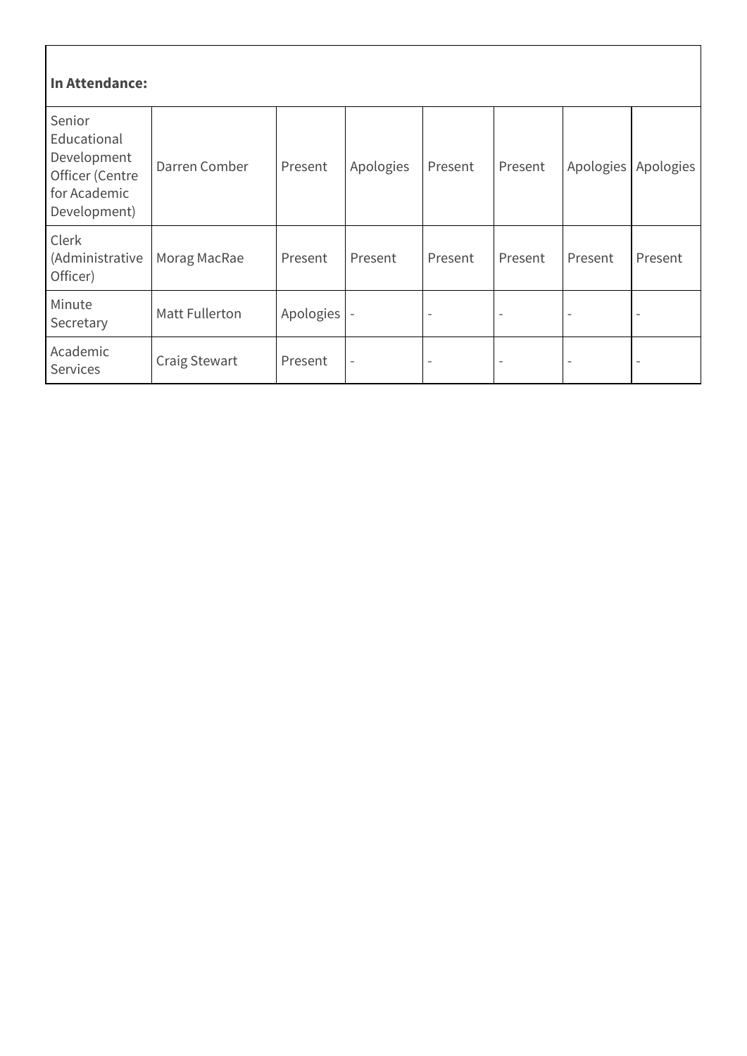| In Attendance: | | | | | | | |
|---|---|---|---|---|---|---|---|
| Senior Educational Development Officer (Centre for Academic Development) | Darren Comber | Present | Apologies | Present | Present | Apologies | Apologies |
| Clerk (Administrative Officer) | Morag MacRae | Present | Present | Present | Present | Present | Present |
| Minute Secretary | Matt Fullerton | Apologies | - | - | - | - | - |
| Academic Services | Craig Stewart | Present | - | - | - | - | - |